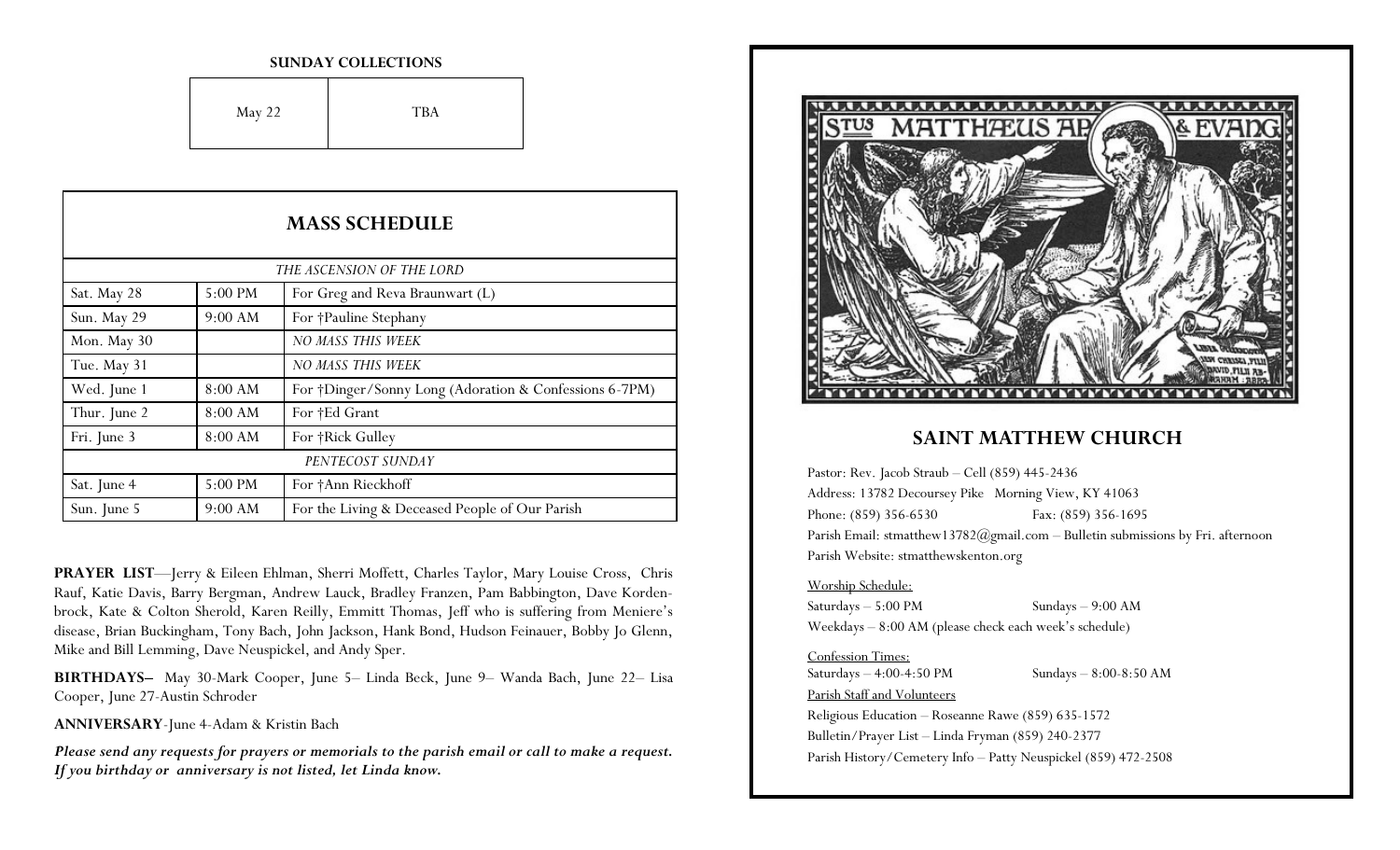**SUNDAY COLLECTIONS**

| May 22 | TBA |
|---|---|

## MASS SCHEDULE

| | | |
|---|---|---|
| *THE ASCENSION OF THE LORD* | | |
| Sat. May 28 | 5:00 PM | For Greg and Reva Braunwart (L) |
| Sun. May 29 | 9:00 AM | For †Pauline Stephany |
| Mon. May 30 | | *NO MASS THIS WEEK* |
| Tue. May 31 | | *NO MASS THIS WEEK* |
| Wed. June 1 | 8:00 AM | For †Dinger/Sonny Long (Adoration & Confessions 6-7PM) |
| Thur. June 2 | 8:00 AM | For †Ed Grant |
| Fri. June 3 | 8:00 AM | For †Rick Gulley |
| *PENTECOST SUNDAY* | | |
| Sat. June 4 | 5:00 PM | For †Ann Rieckhoff |
| Sun. June 5 | 9:00 AM | For the Living & Deceased People of Our Parish |

**PRAYER LIST**—Jerry & Eileen Ehlman, Sherri Moffett, Charles Taylor, Mary Louise Cross, Chris Rauf, Katie Davis, Barry Bergman, Andrew Lauck, Bradley Franzen, Pam Babbington, Dave Kordenbrock, Kate & Colton Sherold, Karen Reilly, Emmitt Thomas, Jeff who is suffering from Meniere's disease, Brian Buckingham, Tony Bach, John Jackson, Hank Bond, Hudson Feinauer, Bobby Jo Glenn, Mike and Bill Lemming, Dave Neuspickel, and Andy Sper.

**BIRTHDAYS–** May 30-Mark Cooper, June 5– Linda Beck, June 9– Wanda Bach, June 22– Lisa Cooper, June 27-Austin Schroder

**ANNIVERSARY**-June 4-Adam & Kristin Bach

***Please send any requests for prayers or memorials to the parish email or call to make a request. If you birthday or anniversary is not listed, let Linda know.***

## SAINT MATTHEW CHURCH

Pastor: Rev. Jacob Straub – Cell (859) 445-2436
Address: 13782 Decoursey Pike Morning View, KY 41063
Phone: (859) 356-6530 Fax: (859) 356-1695
Parish Email: stmatthew13782@gmail.com – Bulletin submissions by Fri. afternoon
Parish Website: stmatthewskenton.org

Worship Schedule:
Saturdays – 5:00 PM Sundays – 9:00 AM
Weekdays – 8:00 AM (please check each week's schedule)

Confession Times:
Saturdays – 4:00-4:50 PM Sundays – 8:00-8:50 AM

Parish Staff and Volunteers
Religious Education – Roseanne Rawe (859) 635-1572
Bulletin/Prayer List – Linda Fryman (859) 240-2377
Parish History/Cemetery Info – Patty Neuspickel (859) 472-2508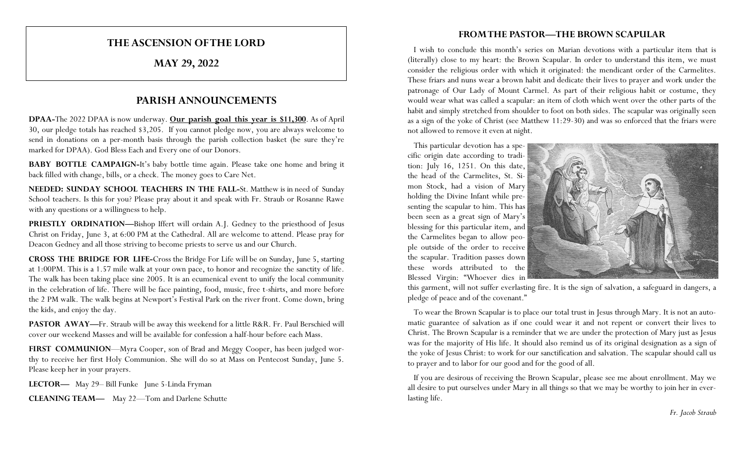# THE ASCENSION OF THE LORD

## MAY 29, 2022

## PARISH ANNOUNCEMENTS

**DPAA-**The 2022 DPAA is now underway. **Our parish goal this year is $11,300**. As of April 30, our pledge totals has reached $3,205. If you cannot pledge now, you are always welcome to send in donations on a per-month basis through the parish collection basket (be sure they're marked for DPAA). God Bless Each and Every one of our Donors.

**BABY BOTTLE CAMPAIGN-**It's baby bottle time again. Please take one home and bring it back filled with change, bills, or a check. The money goes to Care Net.

**NEEDED: SUNDAY SCHOOL TEACHERS IN THE FALL-**St. Matthew is in need of Sunday School teachers. Is this for you? Please pray about it and speak with Fr. Straub or Rosanne Rawe with any questions or a willingness to help.

**PRIESTLY ORDINATION—**Bishop Iffert will ordain A.J. Gedney to the priesthood of Jesus Christ on Friday, June 3, at 6:00 PM at the Cathedral. All are welcome to attend. Please pray for Deacon Gedney and all those striving to become priests to serve us and our Church.

**CROSS THE BRIDGE FOR LIFE-**Cross the Bridge For Life will be on Sunday, June 5, starting at 1:00PM. This is a 1.57 mile walk at your own pace, to honor and recognize the sanctity of life. The walk has been taking place sine 2005. It is an ecumenical event to unify the local community in the celebration of life. There will be face painting, food, music, free t-shirts, and more before the 2 PM walk. The walk begins at Newport's Festival Park on the river front. Come down, bring the kids, and enjoy the day.

**PASTOR AWAY—**Fr. Straub will be away this weekend for a little R&R. Fr. Paul Berschied will cover our weekend Masses and will be available for confession a half-hour before each Mass.

**FIRST COMMUNION**—Myra Cooper, son of Brad and Meggy Cooper, has been judged worthy to receive her first Holy Communion. She will do so at Mass on Pentecost Sunday, June 5. Please keep her in your prayers.

**LECTOR—** May 29– Bill Funke June 5-Linda Fryman

**CLEANING TEAM—** May 22—Tom and Darlene Schutte

## FROM THE PASTOR—THE BROWN SCAPULAR

I wish to conclude this month's series on Marian devotions with a particular item that is (literally) close to my heart: the Brown Scapular. In order to understand this item, we must consider the religious order with which it originated: the mendicant order of the Carmelites. These friars and nuns wear a brown habit and dedicate their lives to prayer and work under the patronage of Our Lady of Mount Carmel. As part of their religious habit or costume, they would wear what was called a scapular: an item of cloth which went over the other parts of the habit and simply stretched from shoulder to foot on both sides. The scapular was originally seen as a sign of the yoke of Christ (see Matthew 11:29-30) and was so enforced that the friars were not allowed to remove it even at night.

This particular devotion has a specific origin date according to tradition: July 16, 1251. On this date, the head of the Carmelites, St. Simon Stock, had a vision of Mary holding the Divine Infant while presenting the scapular to him. This has been seen as a great sign of Mary's blessing for this particular item, and the Carmelites began to allow people outside of the order to receive the scapular. Tradition passes down these words attributed to the Blessed Virgin: "Whoever dies in this garment, will not suffer everlasting fire. It is the sign of salvation, a safeguard in dangers, a pledge of peace and of the covenant."

To wear the Brown Scapular is to place our total trust in Jesus through Mary. It is not an automatic guarantee of salvation as if one could wear it and not repent or convert their lives to Christ. The Brown Scapular is a reminder that we are under the protection of Mary just as Jesus was for the majority of His life. It should also remind us of its original designation as a sign of the yoke of Jesus Christ: to work for our sanctification and salvation. The scapular should call us to prayer and to labor for our good and for the good of all.

If you are desirous of receiving the Brown Scapular, please see me about enrollment. May we all desire to put ourselves under Mary in all things so that we may be worthy to join her in everlasting life.

*Fr. Jacob Straub*